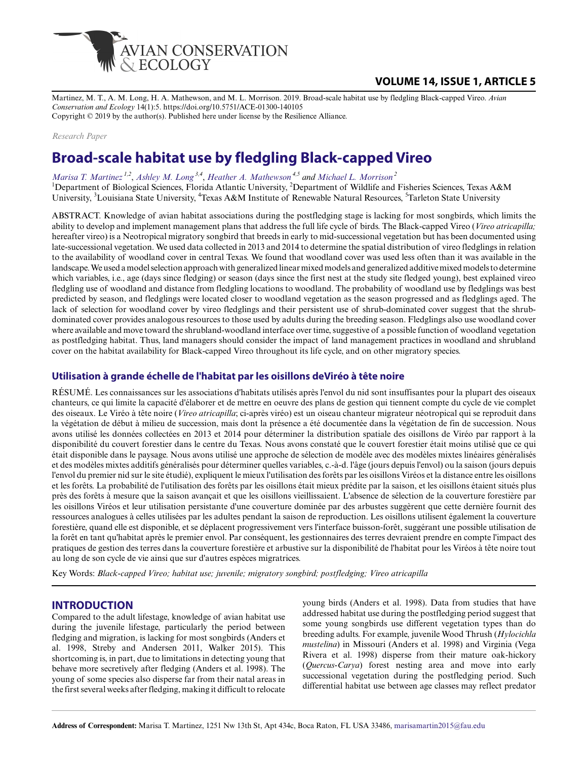Martinez, M. T., A. M. Long, H. A. Mathewson, and M. L. Morrison. 2019. Broad-scale habitat use by fledgling Black-capped Vireo. *Avian Conservation and Ecology* 14(1):5. https://doi.org/10.5751/ACE-01300-140105
Copyright © 2019 by the author(s). Published here under license by the Resilience Alliance.

*Research Paper*

# Broad-scale habitat use by fledgling Black-capped Vireo

*Marisa T. Martinez* [1,2], *Ashley M. Long* [3,4], *Heather A. Mathewson* [4,5] *and Michael L. Morrison* [2]

[1]Department of Biological Sciences, Florida Atlantic University, [2]Department of Wildlife and Fisheries Sciences, Texas A&M University, [3]Louisiana State University, [4]Texas A&M Institute of Renewable Natural Resources, [5]Tarleton State University

ABSTRACT. Knowledge of avian habitat associations during the postfledging stage is lacking for most songbirds, which limits the ability to develop and implement management plans that address the full life cycle of birds. The Black-capped Vireo (*Vireo atricapilla;* hereafter vireo) is a Neotropical migratory songbird that breeds in early to mid-successional vegetation but has been documented using late-successional vegetation. We used data collected in 2013 and 2014 to determine the spatial distribution of vireo fledglings in relation to the availability of woodland cover in central Texas. We found that woodland cover was used less often than it was available in the landscape. We used a model selection approach with generalized linear mixed models and generalized additive mixed models to determine which variables, i.e., age (days since fledging) or season (days since the first nest at the study site fledged young), best explained vireo fledgling use of woodland and distance from fledgling locations to woodland. The probability of woodland use by fledglings was best predicted by season, and fledglings were located closer to woodland vegetation as the season progressed and as fledglings aged. The lack of selection for woodland cover by vireo fledglings and their persistent use of shrub-dominated cover suggest that the shrub-dominated cover provides analogous resources to those used by adults during the breeding season. Fledglings also use woodland cover where available and move toward the shrubland-woodland interface over time, suggestive of a possible function of woodland vegetation as postfledging habitat. Thus, land managers should consider the impact of land management practices in woodland and shrubland cover on the habitat availability for Black-capped Vireo throughout its life cycle, and on other migratory species.

## Utilisation à grande échelle de l'habitat par les oisillons deViréo à tête noire

RÉSUMÉ. Les connaissances sur les associations d'habitats utilisés après l'envol du nid sont insuffisantes pour la plupart des oiseaux chanteurs, ce qui limite la capacité d'élaborer et de mettre en oeuvre des plans de gestion qui tiennent compte du cycle de vie complet des oiseaux. Le Viréo à tête noire (*Vireo atricapilla*; ci-après viréo) est un oiseau chanteur migrateur néotropical qui se reproduit dans la végétation de début à milieu de succession, mais dont la présence a été documentée dans la végétation de fin de succession. Nous avons utilisé les données collectées en 2013 et 2014 pour déterminer la distribution spatiale des oisillons de Viréo par rapport à la disponibilité du couvert forestier dans le centre du Texas. Nous avons constaté que le couvert forestier était moins utilisé que ce qui était disponible dans le paysage. Nous avons utilisé une approche de sélection de modèle avec des modèles mixtes linéaires généralisés et des modèles mixtes additifs généralisés pour déterminer quelles variables, c.-à-d. l'âge (jours depuis l'envol) ou la saison (jours depuis l'envol du premier nid sur le site étudié), expliquent le mieux l'utilisation des forêts par les oisillons Viréos et la distance entre les oisillons et les forêts. La probabilité de l'utilisation des forêts par les oisillons était mieux prédite par la saison, et les oisillons étaient situés plus près des forêts à mesure que la saison avançait et que les oisillons vieillissaient. L'absence de sélection de la couverture forestière par les oisillons Viréos et leur utilisation persistante d'une couverture dominée par des arbustes suggèrent que cette dernière fournit des ressources analogues à celles utilisées par les adultes pendant la saison de reproduction. Les oisillons utilisent également la couverture forestière, quand elle est disponible, et se déplacent progressivement vers l'interface buisson-forêt, suggérant une possible utilisation de la forêt en tant qu'habitat après le premier envol. Par conséquent, les gestionnaires des terres devraient prendre en compte l'impact des pratiques de gestion des terres dans la couverture forestière et arbustive sur la disponibilité de l'habitat pour les Viréos à tête noire tout au long de son cycle de vie ainsi que sur d'autres espèces migratrices.

Key Words: *Black-capped Vireo; habitat use; juvenile; migratory songbird; postfledging; Vireo atricapilla*

## INTRODUCTION

Compared to the adult lifestage, knowledge of avian habitat use during the juvenile lifestage, particularly the period between fledging and migration, is lacking for most songbirds (Anders et al. 1998, Streby and Andersen 2011, Walker 2015). This shortcoming is, in part, due to limitations in detecting young that behave more secretively after fledging (Anders et al. 1998). The young of some species also disperse far from their natal areas in the first several weeks after fledging, making it difficult to relocate young birds (Anders et al. 1998). Data from studies that have addressed habitat use during the postfledging period suggest that some young songbirds use different vegetation types than do breeding adults. For example, juvenile Wood Thrush (*Hylocichla mustelina*) in Missouri (Anders et al. 1998) and Virginia (Vega Rivera et al. 1998) disperse from their mature oak-hickory (*Quercus-Carya*) forest nesting area and move into early successional vegetation during the postfledging period. Such differential habitat use between age classes may reflect predator

**Address of Correspondent:** Marisa T. Martinez, 1251 Nw 13th St, Apt 434c, Boca Raton, FL USA 33486, marisamartin2015@fau.edu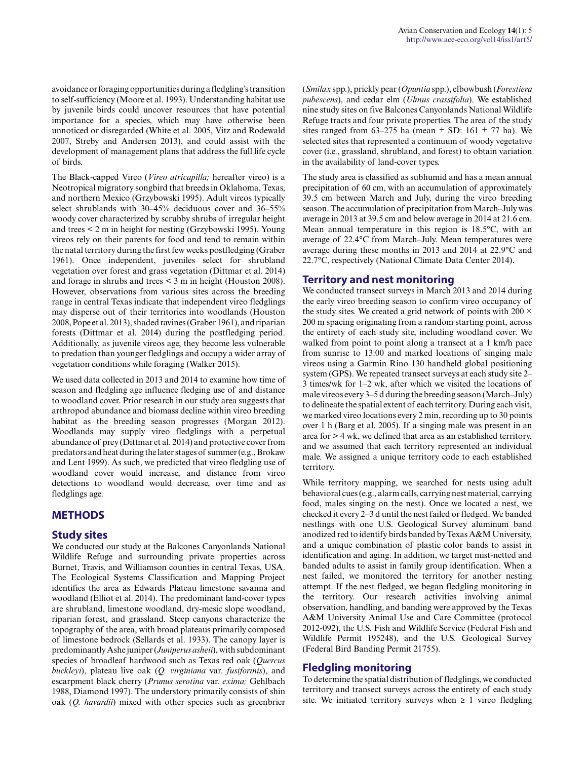avoidance or foraging opportunities during a fledgling's transition to self-sufficiency (Moore et al. 1993). Understanding habitat use by juvenile birds could uncover resources that have potential importance for a species, which may have otherwise been unnoticed or disregarded (White et al. 2005, Vitz and Rodewald 2007, Streby and Andersen 2013), and could assist with the development of management plans that address the full life cycle of birds.

The Black-capped Vireo (*Vireo atricapilla;* hereafter vireo) is a Neotropical migratory songbird that breeds in Oklahoma, Texas, and northern Mexico (Grzybowski 1995). Adult vireos typically select shrublands with 30–45% deciduous cover and 36–55% woody cover characterized by scrubby shrubs of irregular height and trees < 2 m in height for nesting (Grzybowski 1995). Young vireos rely on their parents for food and tend to remain within the natal territory during the first few weeks postfledging (Graber 1961). Once independent, juveniles select for shrubland vegetation over forest and grass vegetation (Dittmar et al. 2014) and forage in shrubs and trees < 3 m in height (Houston 2008). However, observations from various sites across the breeding range in central Texas indicate that independent vireo fledglings may disperse out of their territories into woodlands (Houston 2008, Pope et al. 2013), shaded ravines (Graber 1961), and riparian forests (Dittmar et al. 2014) during the postfledging period. Additionally, as juvenile vireos age, they become less vulnerable to predation than younger fledglings and occupy a wider array of vegetation conditions while foraging (Walker 2015).

We used data collected in 2013 and 2014 to examine how time of season and fledgling age influence fledging use of and distance to woodland cover. Prior research in our study area suggests that arthropod abundance and biomass decline within vireo breeding habitat as the breeding season progresses (Morgan 2012). Woodlands may supply vireo fledglings with a perpetual abundance of prey (Dittmar et al. 2014) and protective cover from predators and heat during the later stages of summer (e.g., Brokaw and Lent 1999). As such, we predicted that vireo fledgling use of woodland cover would increase, and distance from vireo detections to woodland would decrease, over time and as fledglings age.

## METHODS

### Study sites

We conducted our study at the Balcones Canyonlands National Wildlife Refuge and surrounding private properties across Burnet, Travis, and Williamson counties in central Texas, USA. The Ecological Systems Classification and Mapping Project identifies the area as Edwards Plateau limestone savanna and woodland (Elliot et al. 2014). The predominant land-cover types are shrubland, limestone woodland, dry-mesic slope woodland, riparian forest, and grassland. Steep canyons characterize the topography of the area, with broad plateaus primarily composed of limestone bedrock (Sellards et al. 1933). The canopy layer is predominantly Ashe juniper (*Juniperus asheii*), with subdominant species of broadleaf hardwood such as Texas red oak (*Quercus buckleyi*), plateau live oak (*Q. virginiana* var. *fusiformis*), and escarpment black cherry (*Prunus serotina* var. *exima;* Gehlbach 1988, Diamond 1997). The understory primarily consists of shin oak (*Q. havardii*) mixed with other species such as greenbrier (*Smilax* spp.), prickly pear (*Opuntia* spp.), elbowbush (*Forestiera pubescens*), and cedar elm (*Ulmus crassifolia*). We established nine study sites on five Balcones Canyonlands National Wildlife Refuge tracts and four private properties. The area of the study sites ranged from 63–275 ha (mean ± SD: 161 ± 77 ha). We selected sites that represented a continuum of woody vegetative cover (i.e., grassland, shrubland, and forest) to obtain variation in the availability of land-cover types.

The study area is classified as subhumid and has a mean annual precipitation of 60 cm, with an accumulation of approximately 39.5 cm between March and July, during the vireo breeding season. The accumulation of precipitation from March–July was average in 2013 at 39.5 cm and below average in 2014 at 21.6 cm. Mean annual temperature in this region is 18.5°C, with an average of 22.4°C from March–July. Mean temperatures were average during these months in 2013 and 2014 at 22.9°C and 22.7°C, respectively (National Climate Data Center 2014).

### Territory and nest monitoring

We conducted transect surveys in March 2013 and 2014 during the early vireo breeding season to confirm vireo occupancy of the study sites. We created a grid network of points with 200 × 200 m spacing originating from a random starting point, across the entirety of each study site, including woodland cover. We walked from point to point along a transect at a 1 km/h pace from sunrise to 13:00 and marked locations of singing male vireos using a Garmin Rino 130 handheld global positioning system (GPS). We repeated transect surveys at each study site 2–3 times/wk for 1–2 wk, after which we visited the locations of male vireos every 3–5 d during the breeding season (March–July) to delineate the spatial extent of each territory. During each visit, we marked vireo locations every 2 min, recording up to 30 points over 1 h (Barg et al. 2005). If a singing male was present in an area for > 4 wk, we defined that area as an established territory, and we assumed that each territory represented an individual male. We assigned a unique territory code to each established territory.

While territory mapping, we searched for nests using adult behavioral cues (e.g., alarm calls, carrying nest material, carrying food, males singing on the nest). Once we located a nest, we checked it every 2–3 d until the nest failed or fledged. We banded nestlings with one U.S. Geological Survey aluminum band anodized red to identify birds banded by Texas A&M University, and a unique combination of plastic color bands to assist in identification and aging. In addition, we target mist-netted and banded adults to assist in family group identification. When a nest failed, we monitored the territory for another nesting attempt. If the nest fledged, we began fledgling monitoring in the territory. Our research activities involving animal observation, handling, and banding were approved by the Texas A&M University Animal Use and Care Committee (protocol 2012-092), the U.S. Fish and Wildlife Service (Federal Fish and Wildlife Permit 195248), and the U.S. Geological Survey (Federal Bird Banding Permit 21755).

### Fledgling monitoring

To determine the spatial distribution of fledglings, we conducted territory and transect surveys across the entirety of each study site. We initiated territory surveys when ≥ 1 vireo fledgling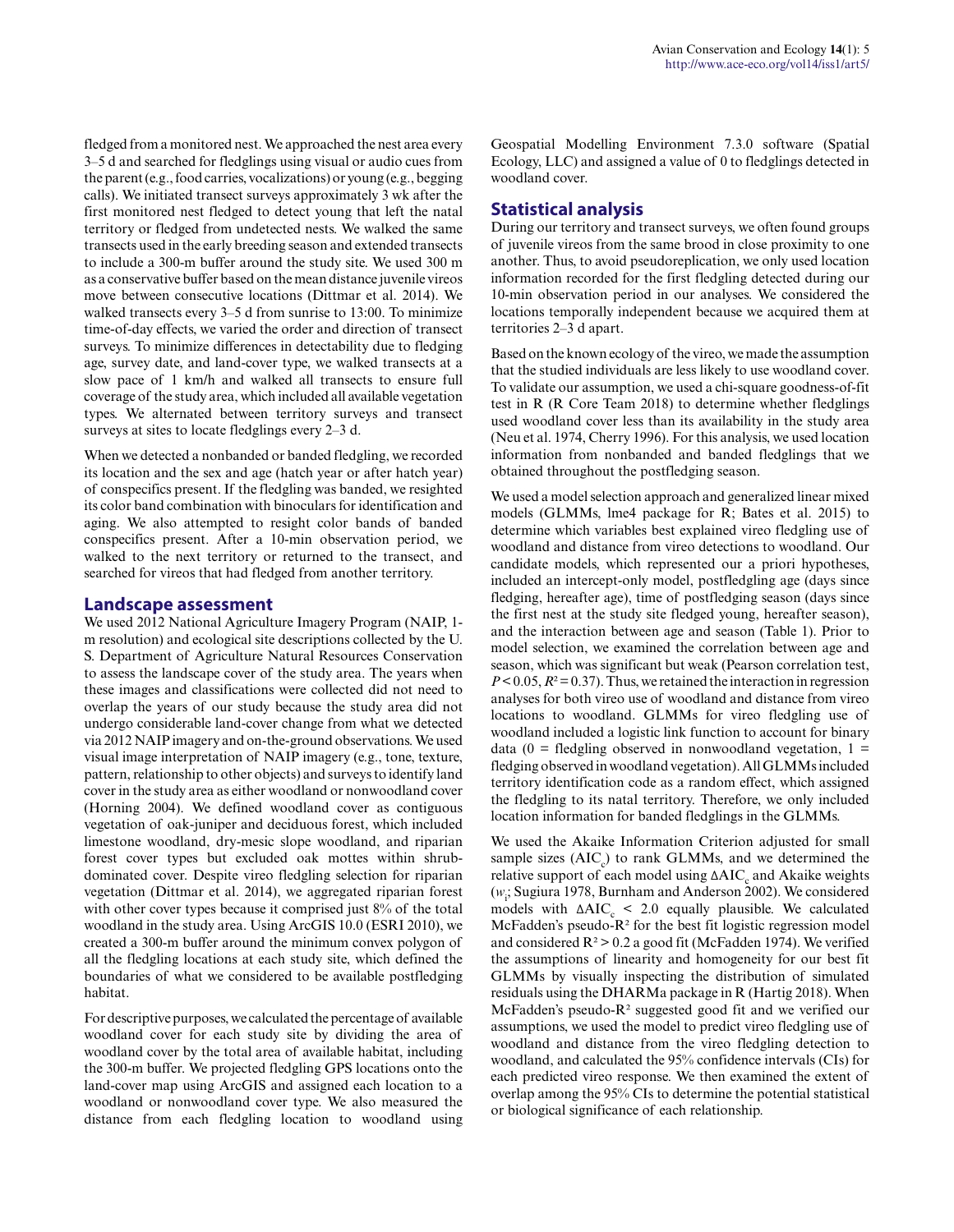fledged from a monitored nest. We approached the nest area every 3–5 d and searched for fledglings using visual or audio cues from the parent (e.g., food carries, vocalizations) or young (e.g., begging calls). We initiated transect surveys approximately 3 wk after the first monitored nest fledged to detect young that left the natal territory or fledged from undetected nests. We walked the same transects used in the early breeding season and extended transects to include a 300-m buffer around the study site. We used 300 m as a conservative buffer based on the mean distance juvenile vireos move between consecutive locations (Dittmar et al. 2014). We walked transects every 3–5 d from sunrise to 13:00. To minimize time-of-day effects, we varied the order and direction of transect surveys. To minimize differences in detectability due to fledging age, survey date, and land-cover type, we walked transects at a slow pace of 1 km/h and walked all transects to ensure full coverage of the study area, which included all available vegetation types. We alternated between territory surveys and transect surveys at sites to locate fledglings every 2–3 d.

When we detected a nonbanded or banded fledgling, we recorded its location and the sex and age (hatch year or after hatch year) of conspecifics present. If the fledgling was banded, we resighted its color band combination with binoculars for identification and aging. We also attempted to resight color bands of banded conspecifics present. After a 10-min observation period, we walked to the next territory or returned to the transect, and searched for vireos that had fledged from another territory.

## Landscape assessment

We used 2012 National Agriculture Imagery Program (NAIP, 1-m resolution) and ecological site descriptions collected by the U. S. Department of Agriculture Natural Resources Conservation to assess the landscape cover of the study area. The years when these images and classifications were collected did not need to overlap the years of our study because the study area did not undergo considerable land-cover change from what we detected via 2012 NAIP imagery and on-the-ground observations. We used visual image interpretation of NAIP imagery (e.g., tone, texture, pattern, relationship to other objects) and surveys to identify land cover in the study area as either woodland or nonwoodland cover (Horning 2004). We defined woodland cover as contiguous vegetation of oak-juniper and deciduous forest, which included limestone woodland, dry-mesic slope woodland, and riparian forest cover types but excluded oak mottes within shrub-dominated cover. Despite vireo fledgling selection for riparian vegetation (Dittmar et al. 2014), we aggregated riparian forest with other cover types because it comprised just 8% of the total woodland in the study area. Using ArcGIS 10.0 (ESRI 2010), we created a 300-m buffer around the minimum convex polygon of all the fledgling locations at each study site, which defined the boundaries of what we considered to be available postfledging habitat.

For descriptive purposes, we calculated the percentage of available woodland cover for each study site by dividing the area of woodland cover by the total area of available habitat, including the 300-m buffer. We projected fledgling GPS locations onto the land-cover map using ArcGIS and assigned each location to a woodland or nonwoodland cover type. We also measured the distance from each fledgling location to woodland using Geospatial Modelling Environment 7.3.0 software (Spatial Ecology, LLC) and assigned a value of 0 to fledglings detected in woodland cover.

## Statistical analysis

During our territory and transect surveys, we often found groups of juvenile vireos from the same brood in close proximity to one another. Thus, to avoid pseudoreplication, we only used location information recorded for the first fledgling detected during our 10-min observation period in our analyses. We considered the locations temporally independent because we acquired them at territories 2–3 d apart.

Based on the known ecology of the vireo, we made the assumption that the studied individuals are less likely to use woodland cover. To validate our assumption, we used a chi-square goodness-of-fit test in R (R Core Team 2018) to determine whether fledglings used woodland cover less than its availability in the study area (Neu et al. 1974, Cherry 1996). For this analysis, we used location information from nonbanded and banded fledglings that we obtained throughout the postfledging season.

We used a model selection approach and generalized linear mixed models (GLMMs, lme4 package for R; Bates et al. 2015) to determine which variables best explained vireo fledgling use of woodland and distance from vireo detections to woodland. Our candidate models, which represented our a priori hypotheses, included an intercept-only model, postfledging age (days since fledging, hereafter age), time of postfledging season (days since the first nest at the study site fledged young, hereafter season), and the interaction between age and season (Table 1). Prior to model selection, we examined the correlation between age and season, which was significant but weak (Pearson correlation test, $P < 0.05$, $R^2 = 0.37$). Thus, we retained the interaction in regression analyses for both vireo use of woodland and distance from vireo locations to woodland. GLMMs for vireo fledgling use of woodland included a logistic link function to account for binary data (0 = fledgling observed in nonwoodland vegetation, 1 = fledging observed in woodland vegetation). All GLMMs included territory identification code as a random effect, which assigned the fledgling to its natal territory. Therefore, we only included location information for banded fledglings in the GLMMs.

We used the Akaike Information Criterion adjusted for small sample sizes ($AIC_c$) to rank GLMMs, and we determined the relative support of each model using $\Delta AIC_c$ and Akaike weights ($w_i$; Sugiura 1978, Burnham and Anderson 2002). We considered models with $\Delta AIC_c < 2.0$ equally plausible. We calculated McFadden's pseudo-$R^2$ for the best fit logistic regression model and considered $R^2 > 0.2$ a good fit (McFadden 1974). We verified the assumptions of linearity and homogeneity for our best fit GLMMs by visually inspecting the distribution of simulated residuals using the DHARMa package in R (Hartig 2018). When McFadden's pseudo-$R^2$ suggested good fit and we verified our assumptions, we used the model to predict vireo fledgling use of woodland and distance from the vireo fledgling detection to woodland, and calculated the 95% confidence intervals (CIs) for each predicted vireo response. We then examined the extent of overlap among the 95% CIs to determine the potential statistical or biological significance of each relationship.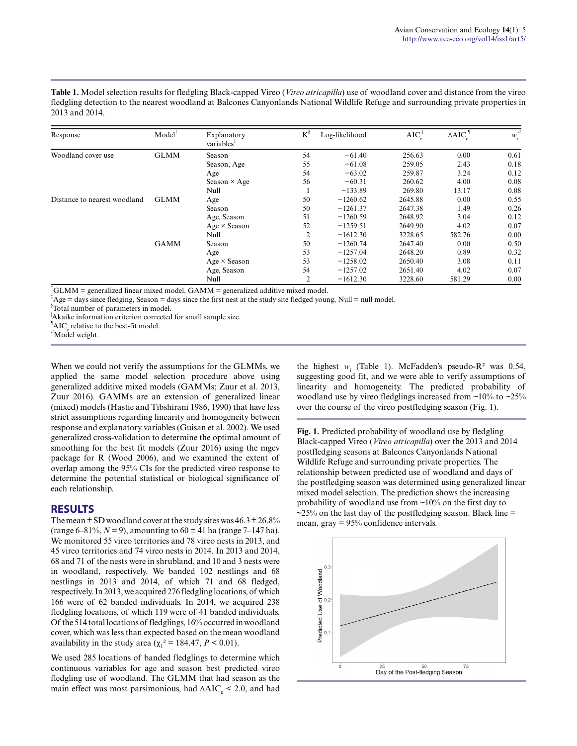**Table 1.** Model selection results for fledgling Black-capped Vireo (*Vireo atricapilla*) use of woodland cover and distance from the vireo fledgling detection to the nearest woodland at Balcones Canyonlands National Wildlife Refuge and surrounding private properties in 2013 and 2014.

| Response | Model[†] | Explanatory variables[‡] | K[§] | Log-likelihood | $AIC_c$[|] | $\Delta AIC_c$[¶] | $w_i$[#] |
|---|---|---|---|---|---|---|---|
| Woodland cover use | GLMM | Season | 54 | −61.40 | 256.63 | 0.00 | 0.61 |
| | | Season, Age | 55 | −61.08 | 259.05 | 2.43 | 0.18 |
| | | Age | 54 | −63.02 | 259.87 | 3.24 | 0.12 |
| | | Season × Age | 56 | −60.31 | 260.62 | 4.00 | 0.08 |
| | | Null | 1 | −133.89 | 269.80 | 13.17 | 0.08 |
| Distance to nearest woodland | GLMM | Age | 50 | −1260.62 | 2645.88 | 0.00 | 0.55 |
| | | Season | 50 | −1261.37 | 2647.38 | 1.49 | 0.26 |
| | | Age, Season | 51 | −1260.59 | 2648.92 | 3.04 | 0.12 |
| | | Age × Season | 52 | −1259.51 | 2649.90 | 4.02 | 0.07 |
| | | Null | 2 | −1612.30 | 3228.65 | 582.76 | 0.00 |
| | GAMM | Season | 50 | −1260.74 | 2647.40 | 0.00 | 0.50 |
| | | Age | 53 | −1257.04 | 2648.20 | 0.89 | 0.32 |
| | | Age × Season | 53 | −1258.02 | 2650.40 | 3.08 | 0.11 |
| | | Age, Season | 54 | −1257.02 | 2651.40 | 4.02 | 0.07 |
| | | Null | 2 | −1612.30 | 3228.60 | 581.29 | 0.00 |

[†]GLMM = generalized linear mixed model, GAMM = generalized additive mixed model.
[‡]Age = days since fledging, Season = days since the first nest at the study site fledged young, Null = null model.
[§]Total number of parameters in model.
[|]Akaike information criterion corrected for small sample size.
[¶]$AIC_c$ relative to the best-fit model.
[#]Model weight.

When we could not verify the assumptions for the GLMMs, we applied the same model selection procedure above using generalized additive mixed models (GAMMs; Zuur et al. 2013, Zuur 2016). GAMMs are an extension of generalized linear (mixed) models (Hastie and Tibshirani 1986, 1990) that have less strict assumptions regarding linearity and homogeneity between response and explanatory variables (Guisan et al. 2002). We used generalized cross-validation to determine the optimal amount of smoothing for the best fit models (Zuur 2016) using the mgcv package for R (Wood 2006), and we examined the extent of overlap among the 95% CIs for the predicted vireo response to determine the potential statistical or biological significance of each relationship.

## RESULTS

The mean ± SD woodland cover at the study sites was 46.3 ± 26.8% (range 6–81%, $N = 9$), amounting to 60 ± 41 ha (range 7–147 ha). We monitored 55 vireo territories and 78 vireo nests in 2013, and 45 vireo territories and 74 vireo nests in 2014. In 2013 and 2014, 68 and 71 of the nests were in shrubland, and 10 and 3 nests were in woodland, respectively. We banded 102 nestlings and 68 nestlings in 2013 and 2014, of which 71 and 68 fledged, respectively. In 2013, we acquired 276 fledgling locations, of which 166 were of 62 banded individuals. In 2014, we acquired 238 fledgling locations, of which 119 were of 41 banded individuals. Of the 514 total locations of fledglings, 16% occurred in woodland cover, which was less than expected based on the mean woodland availability in the study area ($\chi_1^2 = 184.47$, $P < 0.01$).

We used 285 locations of banded fledglings to determine which continuous variables for age and season best predicted vireo fledgling use of woodland. The GLMM that had season as the main effect was most parsimonious, had $\Delta AIC_c < 2.0$, and had the highest $w_i$ (Table 1). McFadden's pseudo-$R^2$ was 0.54, suggesting good fit, and we were able to verify assumptions of linearity and homogeneity. The predicted probability of woodland use by vireo fledglings increased from ~10% to ~25% over the course of the vireo postfledging season (Fig. 1).

**Fig. 1.** Predicted probability of woodland use by fledgling Black-capped Vireo (*Vireo atricapilla*) over the 2013 and 2014 postfledging seasons at Balcones Canyonlands National Wildlife Refuge and surrounding private properties. The relationship between predicted use of woodland and days of the postfledging season was determined using generalized linear mixed model selection. The prediction shows the increasing probability of woodland use from ~10% on the first day to ~25% on the last day of the postfledging season. Black line = mean, gray = 95% confidence intervals.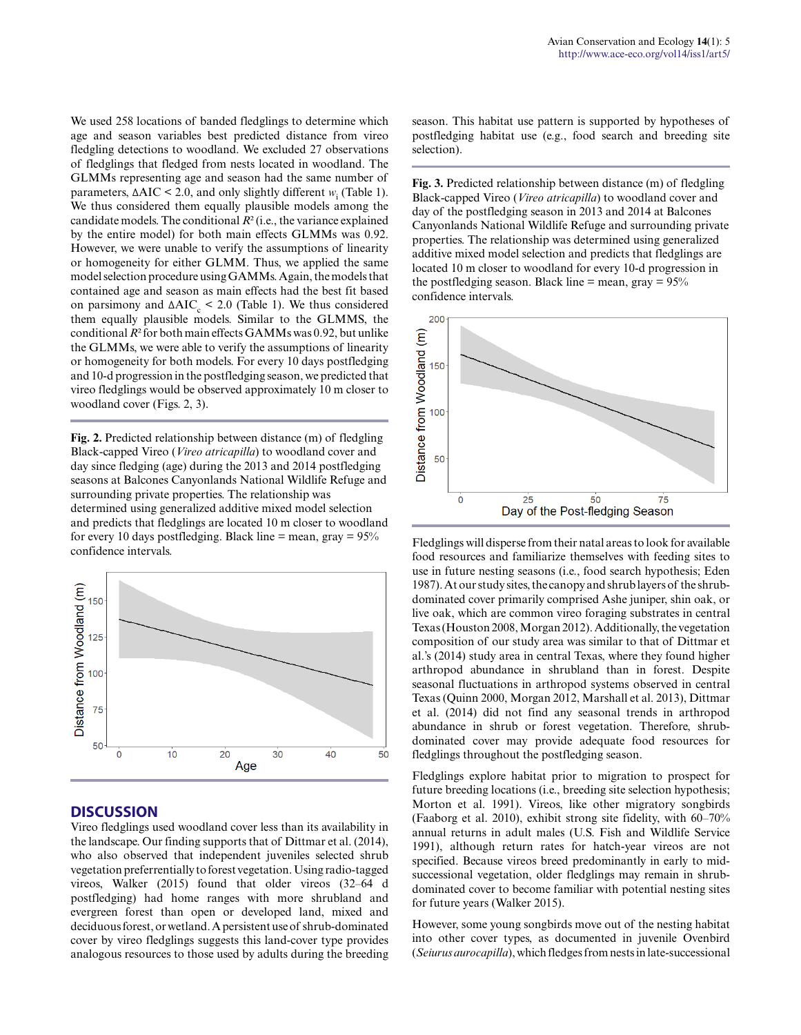We used 258 locations of banded fledglings to determine which age and season variables best predicted distance from vireo fledgling detections to woodland. We excluded 27 observations of fledglings that fledged from nests located in woodland. The GLMMs representing age and season had the same number of parameters, ΔAIC < 2.0, and only slightly different $w_i$ (Table 1). We thus considered them equally plausible models among the candidate models. The conditional $R^2$ (i.e., the variance explained by the entire model) for both main effects GLMMs was 0.92. However, we were unable to verify the assumptions of linearity or homogeneity for either GLMM. Thus, we applied the same model selection procedure using GAMMs. Again, the models that contained age and season as main effects had the best fit based on parsimony and $\Delta AIC_c < 2.0$ (Table 1). We thus considered them equally plausible models. Similar to the GLMMS, the conditional $R^2$ for both main effects GAMMs was 0.92, but unlike the GLMMs, we were able to verify the assumptions of linearity or homogeneity for both models. For every 10 days postfledging and 10-d progression in the postfledging season, we predicted that vireo fledglings would be observed approximately 10 m closer to woodland cover (Figs. 2, 3).

**Fig. 2.** Predicted relationship between distance (m) of fledgling Black-capped Vireo (*Vireo atricapilla*) to woodland cover and day since fledging (age) during the 2013 and 2014 postfledging seasons at Balcones Canyonlands National Wildlife Refuge and surrounding private properties. The relationship was determined using generalized additive mixed model selection and predicts that fledglings are located 10 m closer to woodland for every 10 days postfledging. Black line = mean, gray = 95% confidence intervals.

## DISCUSSION

Vireo fledglings used woodland cover less than its availability in the landscape. Our finding supports that of Dittmar et al. (2014), who also observed that independent juveniles selected shrub vegetation preferentially to forest vegetation. Using radio-tagged vireos, Walker (2015) found that older vireos (32–64 d postfledging) had home ranges with more shrubland and evergreen forest than open or developed land, mixed and deciduous forest, or wetland. A persistent use of shrub-dominated cover by vireo fledglings suggests this land-cover type provides analogous resources to those used by adults during the breeding season. This habitat use pattern is supported by hypotheses of postfledging habitat use (e.g., food search and breeding site selection).

**Fig. 3.** Predicted relationship between distance (m) of fledgling Black-capped Vireo (*Vireo atricapilla*) to woodland cover and day of the postfledging season in 2013 and 2014 at Balcones Canyonlands National Wildlife Refuge and surrounding private properties. The relationship was determined using generalized additive mixed model selection and predicts that fledglings are located 10 m closer to woodland for every 10-d progression in the postfledging season. Black line = mean, gray = 95% confidence intervals.

Fledglings will disperse from their natal areas to look for available food resources and familiarize themselves with feeding sites to use in future nesting seasons (i.e., food search hypothesis; Eden 1987). At our study sites, the canopy and shrub layers of the shrub-dominated cover primarily comprised Ashe juniper, shin oak, or live oak, which are common vireo foraging substrates in central Texas (Houston 2008, Morgan 2012). Additionally, the vegetation composition of our study area was similar to that of Dittmar et al.'s (2014) study area in central Texas, where they found higher arthropod abundance in shrubland than in forest. Despite seasonal fluctuations in arthropod systems observed in central Texas (Quinn 2000, Morgan 2012, Marshall et al. 2013), Dittmar et al. (2014) did not find any seasonal trends in arthropod abundance in shrub or forest vegetation. Therefore, shrub-dominated cover may provide adequate food resources for fledglings throughout the postfledging season.

Fledglings explore habitat prior to migration to prospect for future breeding locations (i.e., breeding site selection hypothesis; Morton et al. 1991). Vireos, like other migratory songbirds (Faaborg et al. 2010), exhibit strong site fidelity, with 60–70% annual returns in adult males (U.S. Fish and Wildlife Service 1991), although return rates for hatch-year vireos are not specified. Because vireos breed predominantly in early to mid-successional vegetation, older fledglings may remain in shrub-dominated cover to become familiar with potential nesting sites for future years (Walker 2015).

However, some young songbirds move out of the nesting habitat into other cover types, as documented in juvenile Ovenbird (*Seiurus aurocapilla*), which fledges from nests in late-successional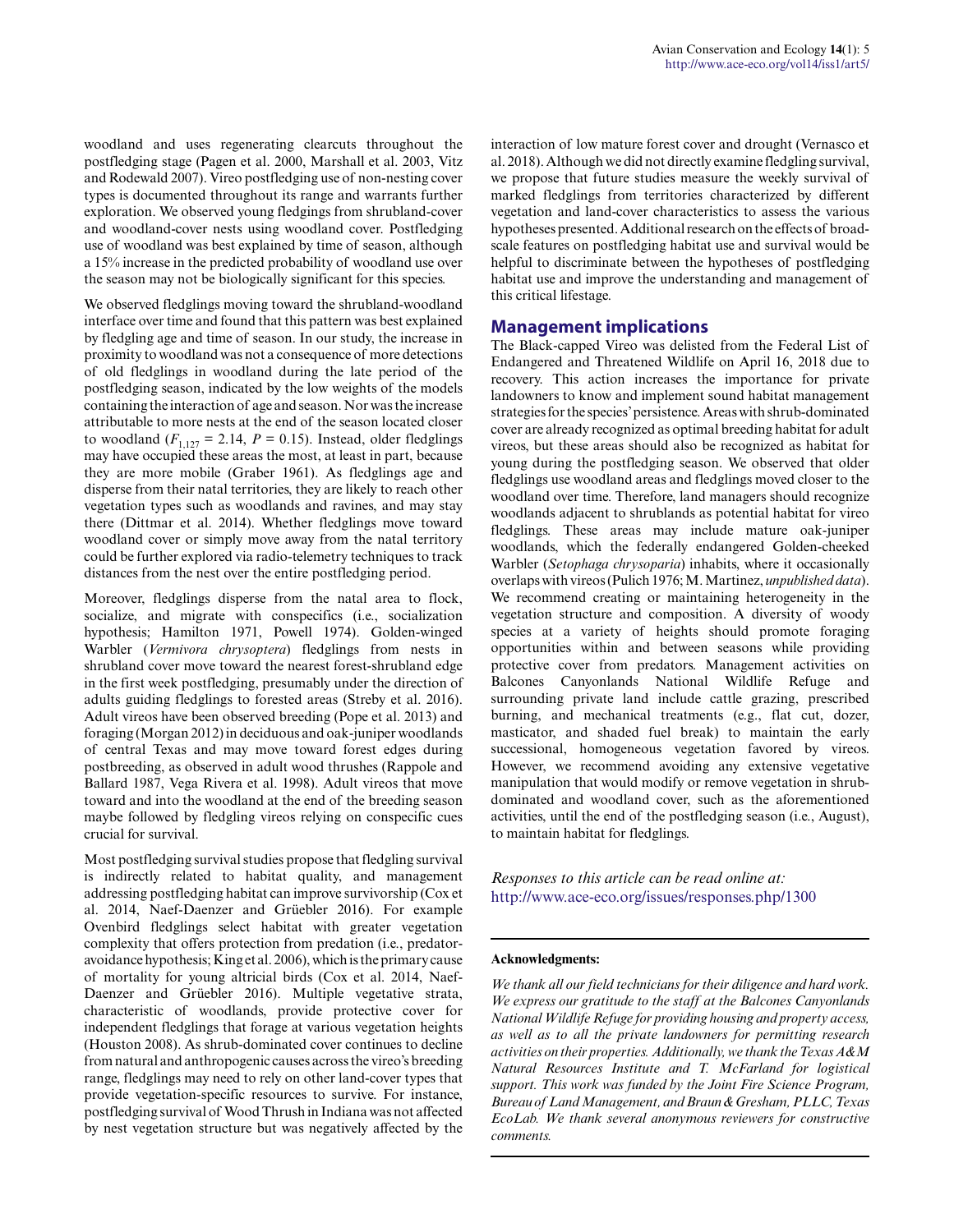woodland and uses regenerating clearcuts throughout the postfledging stage (Pagen et al. 2000, Marshall et al. 2003, Vitz and Rodewald 2007). Vireo postfledging use of non-nesting cover types is documented throughout its range and warrants further exploration. We observed young fledgings from shrubland-cover and woodland-cover nests using woodland cover. Postfledging use of woodland was best explained by time of season, although a 15% increase in the predicted probability of woodland use over the season may not be biologically significant for this species.

We observed fledglings moving toward the shrubland-woodland interface over time and found that this pattern was best explained by fledgling age and time of season. In our study, the increase in proximity to woodland was not a consequence of more detections of old fledglings in woodland during the late period of the postfledging season, indicated by the low weights of the models containing the interaction of age and season. Nor was the increase attributable to more nests at the end of the season located closer to woodland ($F_{1,127}$ = 2.14, $P$ = 0.15). Instead, older fledglings may have occupied these areas the most, at least in part, because they are more mobile (Graber 1961). As fledglings age and disperse from their natal territories, they are likely to reach other vegetation types such as woodlands and ravines, and may stay there (Dittmar et al. 2014). Whether fledglings move toward woodland cover or simply move away from the natal territory could be further explored via radio-telemetry techniques to track distances from the nest over the entire postfledging period.

Moreover, fledglings disperse from the natal area to flock, socialize, and migrate with conspecifics (i.e., socialization hypothesis; Hamilton 1971, Powell 1974). Golden-winged Warbler (*Vermivora chrysoptera*) fledglings from nests in shrubland cover move toward the nearest forest-shrubland edge in the first week postfledging, presumably under the direction of adults guiding fledglings to forested areas (Streby et al. 2016). Adult vireos have been observed breeding (Pope et al. 2013) and foraging (Morgan 2012) in deciduous and oak-juniper woodlands of central Texas and may move toward forest edges during postbreeding, as observed in adult wood thrushes (Rappole and Ballard 1987, Vega Rivera et al. 1998). Adult vireos that move toward and into the woodland at the end of the breeding season maybe followed by fledgling vireos relying on conspecific cues crucial for survival.

Most postfledging survival studies propose that fledgling survival is indirectly related to habitat quality, and management addressing postfledging habitat can improve survivorship (Cox et al. 2014, Naef-Daenzer and Grüebler 2016). For example Ovenbird fledglings select habitat with greater vegetation complexity that offers protection from predation (i.e., predator-avoidance hypothesis; King et al. 2006), which is the primary cause of mortality for young altricial birds (Cox et al. 2014, Naef-Daenzer and Grüebler 2016). Multiple vegetative strata, characteristic of woodlands, provide protective cover for independent fledglings that forage at various vegetation heights (Houston 2008). As shrub-dominated cover continues to decline from natural and anthropogenic causes across the vireo's breeding range, fledglings may need to rely on other land-cover types that provide vegetation-specific resources to survive. For instance, postfledging survival of Wood Thrush in Indiana was not affected by nest vegetation structure but was negatively affected by the interaction of low mature forest cover and drought (Vernasco et al. 2018). Although we did not directly examine fledgling survival, we propose that future studies measure the weekly survival of marked fledglings from territories characterized by different vegetation and land-cover characteristics to assess the various hypotheses presented. Additional research on the effects of broad-scale features on postfledging habitat use and survival would be helpful to discriminate between the hypotheses of postfledging habitat use and improve the understanding and management of this critical lifestage.

## Management implications

The Black-capped Vireo was delisted from the Federal List of Endangered and Threatened Wildlife on April 16, 2018 due to recovery. This action increases the importance for private landowners to know and implement sound habitat management strategies for the species' persistence. Areas with shrub-dominated cover are already recognized as optimal breeding habitat for adult vireos, but these areas should also be recognized as habitat for young during the postfledging season. We observed that older fledglings use woodland areas and fledglings moved closer to the woodland over time. Therefore, land managers should recognize woodlands adjacent to shrublands as potential habitat for vireo fledglings. These areas may include mature oak-juniper woodlands, which the federally endangered Golden-cheeked Warbler (*Setophaga chrysoparia*) inhabits, where it occasionally overlaps with vireos (Pulich 1976; M. Martinez, *unpublished data*). We recommend creating or maintaining heterogeneity in the vegetation structure and composition. A diversity of woody species at a variety of heights should promote foraging opportunities within and between seasons while providing protective cover from predators. Management activities on Balcones Canyonlands National Wildlife Refuge and surrounding private land include cattle grazing, prescribed burning, and mechanical treatments (e.g., flat cut, dozer, masticator, and shaded fuel break) to maintain the early successional, homogeneous vegetation favored by vireos. However, we recommend avoiding any extensive vegetative manipulation that would modify or remove vegetation in shrub-dominated and woodland cover, such as the aforementioned activities, until the end of the postfledging season (i.e., August), to maintain habitat for fledglings.

*Responses to this article can be read online at:*
http://www.ace-eco.org/issues/responses.php/1300

---

**Acknowledgments:**

*We thank all our field technicians for their diligence and hard work. We express our gratitude to the staff at the Balcones Canyonlands National Wildlife Refuge for providing housing and property access, as well as to all the private landowners for permitting research activities on their properties. Additionally, we thank the Texas A&M Natural Resources Institute and T. McFarland for logistical support. This work was funded by the Joint Fire Science Program, Bureau of Land Management, and Braun & Gresham, PLLC, Texas EcoLab. We thank several anonymous reviewers for constructive comments.*

---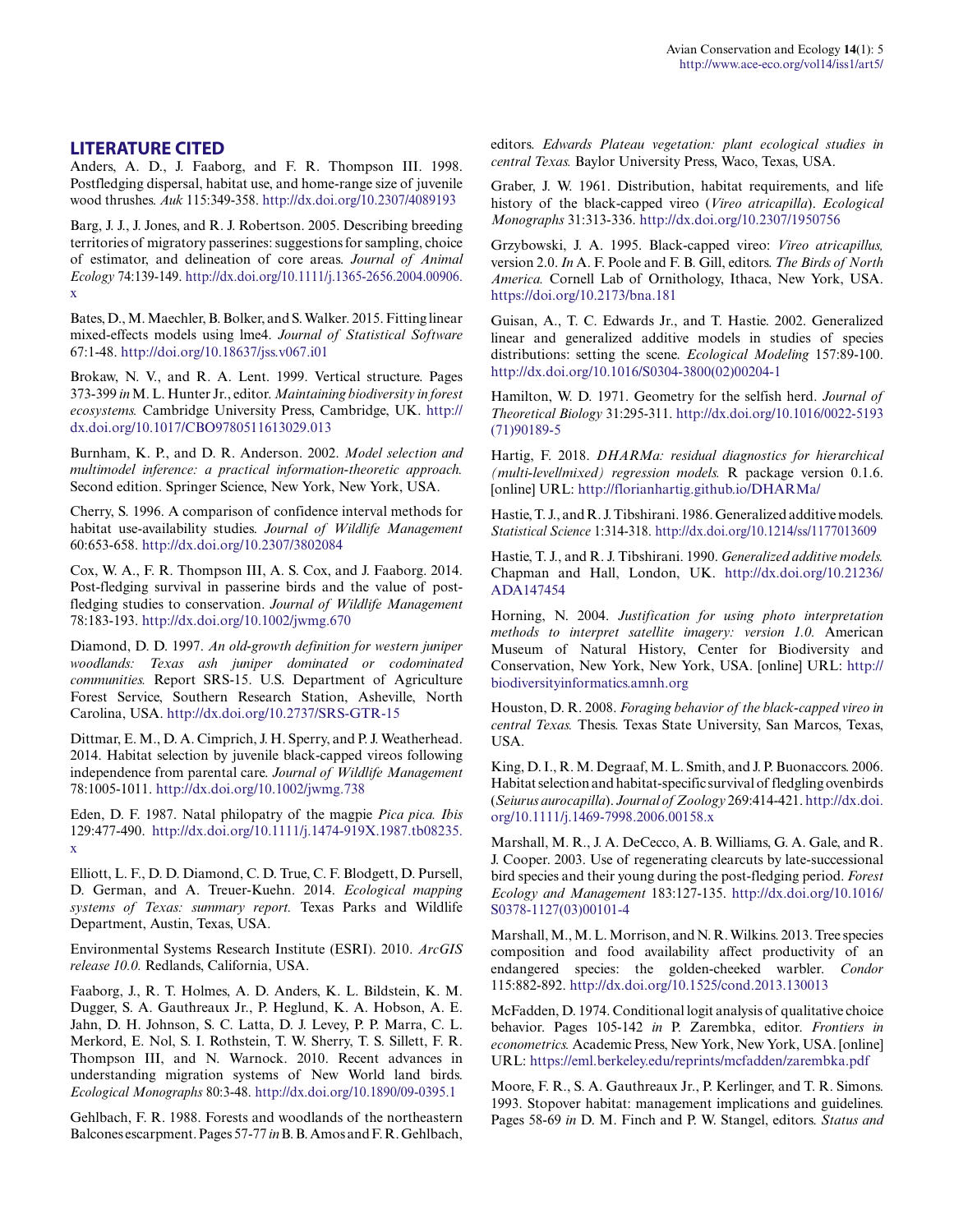## LITERATURE CITED

Anders, A. D., J. Faaborg, and F. R. Thompson III. 1998. Postfledging dispersal, habitat use, and home-range size of juvenile wood thrushes. *Auk* 115:349-358. http://dx.doi.org/10.2307/4089193

Barg, J. J., J. Jones, and R. J. Robertson. 2005. Describing breeding territories of migratory passerines: suggestions for sampling, choice of estimator, and delineation of core areas. *Journal of Animal Ecology* 74:139-149. http://dx.doi.org/10.1111/j.1365-2656.2004.00906.x

Bates, D., M. Maechler, B. Bolker, and S. Walker. 2015. Fitting linear mixed-effects models using lme4. *Journal of Statistical Software* 67:1-48. http://doi.org/10.18637/jss.v067.i01

Brokaw, N. V., and R. A. Lent. 1999. Vertical structure. Pages 373-399 *in* M. L. Hunter Jr., editor. *Maintaining biodiversity in forest ecosystems.* Cambridge University Press, Cambridge, UK. http://dx.doi.org/10.1017/CBO9780511613029.013

Burnham, K. P., and D. R. Anderson. 2002. *Model selection and multimodel inference: a practical information-theoretic approach.* Second edition. Springer Science, New York, New York, USA.

Cherry, S. 1996. A comparison of confidence interval methods for habitat use-availability studies. *Journal of Wildlife Management* 60:653-658. http://dx.doi.org/10.2307/3802084

Cox, W. A., F. R. Thompson III, A. S. Cox, and J. Faaborg. 2014. Post-fledging survival in passerine birds and the value of post-fledging studies to conservation. *Journal of Wildlife Management* 78:183-193. http://dx.doi.org/10.1002/jwmg.670

Diamond, D. D. 1997. *An old-growth definition for western juniper woodlands: Texas ash juniper dominated or codominated communities.* Report SRS-15. U.S. Department of Agriculture Forest Service, Southern Research Station, Asheville, North Carolina, USA. http://dx.doi.org/10.2737/SRS-GTR-15

Dittmar, E. M., D. A. Cimprich, J. H. Sperry, and P. J. Weatherhead. 2014. Habitat selection by juvenile black-capped vireos following independence from parental care. *Journal of Wildlife Management* 78:1005-1011. http://dx.doi.org/10.1002/jwmg.738

Eden, D. F. 1987. Natal philopatry of the magpie *Pica pica. Ibis* 129:477-490. http://dx.doi.org/10.1111/j.1474-919X.1987.tb08235.x

Elliott, L. F., D. D. Diamond, C. D. True, C. F. Blodgett, D. Pursell, D. German, and A. Treuer-Kuehn. 2014. *Ecological mapping systems of Texas: summary report.* Texas Parks and Wildlife Department, Austin, Texas, USA.

Environmental Systems Research Institute (ESRI). 2010. *ArcGIS release 10.0.* Redlands, California, USA.

Faaborg, J., R. T. Holmes, A. D. Anders, K. L. Bildstein, K. M. Dugger, S. A. Gauthreaux Jr., P. Heglund, K. A. Hobson, A. E. Jahn, D. H. Johnson, S. C. Latta, D. J. Levey, P. P. Marra, C. L. Merkord, E. Nol, S. I. Rothstein, T. W. Sherry, T. S. Sillett, F. R. Thompson III, and N. Warnock. 2010. Recent advances in understanding migration systems of New World land birds. *Ecological Monographs* 80:3-48. http://dx.doi.org/10.1890/09-0395.1

Gehlbach, F. R. 1988. Forests and woodlands of the northeastern Balcones escarpment. Pages 57-77 *in* B. B. Amos and F. R. Gehlbach, editors. *Edwards Plateau vegetation: plant ecological studies in central Texas.* Baylor University Press, Waco, Texas, USA.

Graber, J. W. 1961. Distribution, habitat requirements, and life history of the black-capped vireo (*Vireo atricapilla*). *Ecological Monographs* 31:313-336. http://dx.doi.org/10.2307/1950756

Grzybowski, J. A. 1995. Black-capped vireo: *Vireo atricapillus,* version 2.0. *In* A. F. Poole and F. B. Gill, editors. *The Birds of North America.* Cornell Lab of Ornithology, Ithaca, New York, USA. https://doi.org/10.2173/bna.181

Guisan, A., T. C. Edwards Jr., and T. Hastie. 2002. Generalized linear and generalized additive models in studies of species distributions: setting the scene. *Ecological Modeling* 157:89-100. http://dx.doi.org/10.1016/S0304-3800(02)00204-1

Hamilton, W. D. 1971. Geometry for the selfish herd. *Journal of Theoretical Biology* 31:295-311. http://dx.doi.org/10.1016/0022-5193(71)90189-5

Hartig, F. 2018. *DHARMa: residual diagnostics for hierarchical (multi-level/mixed) regression models.* R package version 0.1.6. [online] URL: http://florianhartig.github.io/DHARMa/

Hastie, T. J., and R. J. Tibshirani. 1986. Generalized additive models. *Statistical Science* 1:314-318. http://dx.doi.org/10.1214/ss/1177013609

Hastie, T. J., and R. J. Tibshirani. 1990. *Generalized additive models.* Chapman and Hall, London, UK. http://dx.doi.org/10.21236/ADA147454

Horning, N. 2004. *Justification for using photo interpretation methods to interpret satellite imagery: version 1.0.* American Museum of Natural History, Center for Biodiversity and Conservation, New York, New York, USA. [online] URL: http://biodiversityinformatics.amnh.org

Houston, D. R. 2008. *Foraging behavior of the black-capped vireo in central Texas.* Thesis. Texas State University, San Marcos, Texas, USA.

King, D. I., R. M. Degraaf, M. L. Smith, and J. P. Buonaccors. 2006. Habitat selection and habitat-specific survival of fledgling ovenbirds (*Seiurus aurocapilla*). *Journal of Zoology* 269:414-421. http://dx.doi.org/10.1111/j.1469-7998.2006.00158.x

Marshall, M. R., J. A. DeCecco, A. B. Williams, G. A. Gale, and R. J. Cooper. 2003. Use of regenerating clearcuts by late-successional bird species and their young during the post-fledging period. *Forest Ecology and Management* 183:127-135. http://dx.doi.org/10.1016/S0378-1127(03)00101-4

Marshall, M., M. L. Morrison, and N. R. Wilkins. 2013. Tree species composition and food availability affect productivity of an endangered species: the golden-cheeked warbler. *Condor* 115:882-892. http://dx.doi.org/10.1525/cond.2013.130013

McFadden, D. 1974. Conditional logit analysis of qualitative choice behavior. Pages 105-142 *in* P. Zarembka, editor. *Frontiers in econometrics.* Academic Press, New York, New York, USA. [online] URL: https://eml.berkeley.edu/reprints/mcfadden/zarembka.pdf

Moore, F. R., S. A. Gauthreaux Jr., P. Kerlinger, and T. R. Simons. 1993. Stopover habitat: management implications and guidelines. Pages 58-69 *in* D. M. Finch and P. W. Stangel, editors. *Status and*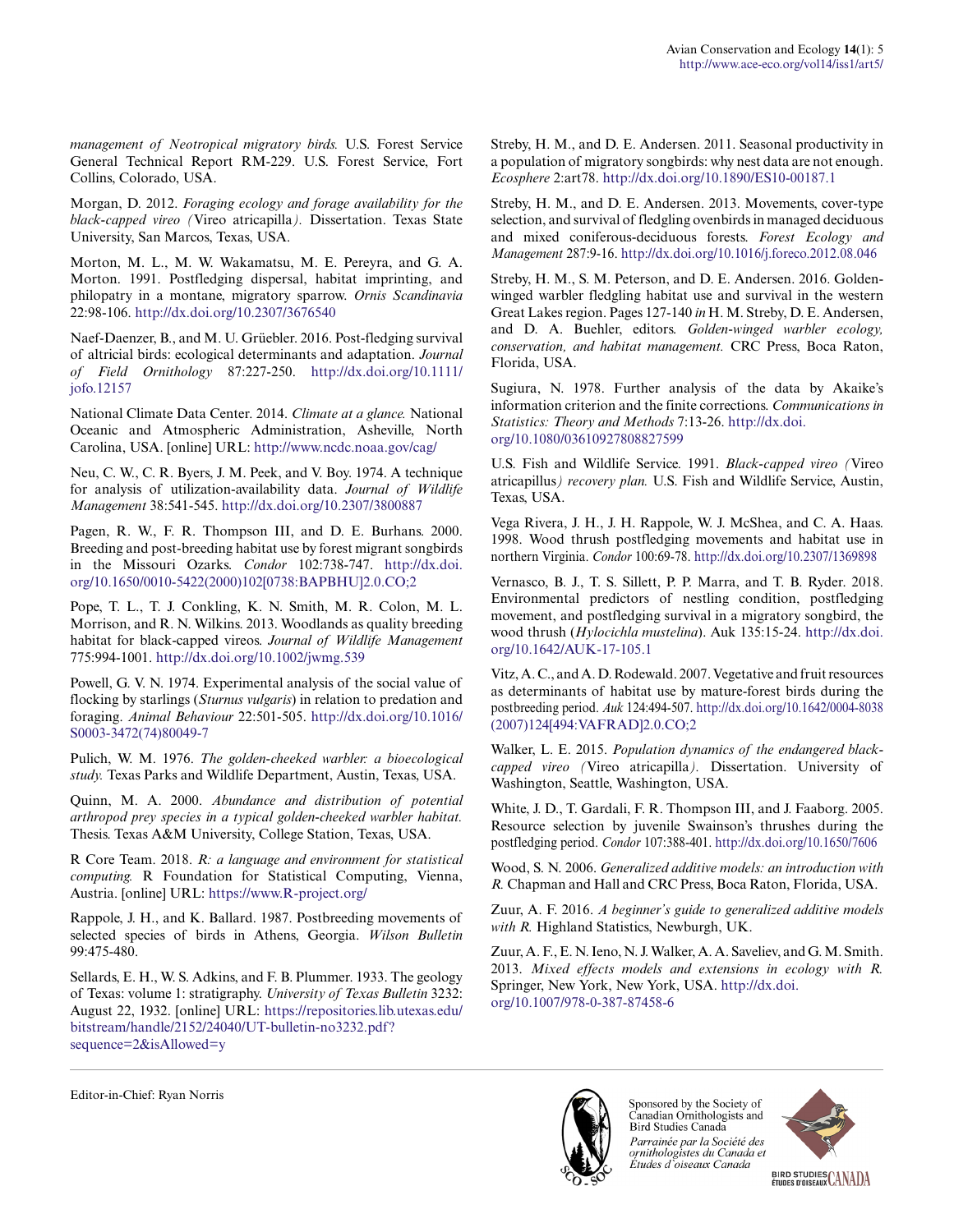*management of Neotropical migratory birds.* U.S. Forest Service General Technical Report RM-229. U.S. Forest Service, Fort Collins, Colorado, USA.

Morgan, D. 2012. *Foraging ecology and forage availability for the black-capped vireo (*Vireo atricapilla*).* Dissertation. Texas State University, San Marcos, Texas, USA.

Morton, M. L., M. W. Wakamatsu, M. E. Pereyra, and G. A. Morton. 1991. Postfledging dispersal, habitat imprinting, and philopatry in a montane, migratory sparrow. *Ornis Scandinavia* 22:98-106. http://dx.doi.org/10.2307/3676540

Naef-Daenzer, B., and M. U. Grüebler. 2016. Post-fledging survival of altricial birds: ecological determinants and adaptation. *Journal of Field Ornithology* 87:227-250. http://dx.doi.org/10.1111/jofo.12157

National Climate Data Center. 2014. *Climate at a glance.* National Oceanic and Atmospheric Administration, Asheville, North Carolina, USA. [online] URL: http://www.ncdc.noaa.gov/cag/

Neu, C. W., C. R. Byers, J. M. Peek, and V. Boy. 1974. A technique for analysis of utilization-availability data. *Journal of Wildlife Management* 38:541-545. http://dx.doi.org/10.2307/3800887

Pagen, R. W., F. R. Thompson III, and D. E. Burhans. 2000. Breeding and post-breeding habitat use by forest migrant songbirds in the Missouri Ozarks. *Condor* 102:738-747. http://dx.doi.org/10.1650/0010-5422(2000)102[0738:BAPBHU]2.0.CO;2

Pope, T. L., T. J. Conkling, K. N. Smith, M. R. Colon, M. L. Morrison, and R. N. Wilkins. 2013. Woodlands as quality breeding habitat for black-capped vireos. *Journal of Wildlife Management* 775:994-1001. http://dx.doi.org/10.1002/jwmg.539

Powell, G. V. N. 1974. Experimental analysis of the social value of flocking by starlings (*Sturnus vulgaris*) in relation to predation and foraging. *Animal Behaviour* 22:501-505. http://dx.doi.org/10.1016/S0003-3472(74)80049-7

Pulich, W. M. 1976. *The golden-cheeked warbler: a bioecological study.* Texas Parks and Wildlife Department, Austin, Texas, USA.

Quinn, M. A. 2000. *Abundance and distribution of potential arthropod prey species in a typical golden-cheeked warbler habitat.* Thesis. Texas A&M University, College Station, Texas, USA.

R Core Team. 2018. *R: a language and environment for statistical computing.* R Foundation for Statistical Computing, Vienna, Austria. [online] URL: https://www.R-project.org/

Rappole, J. H., and K. Ballard. 1987. Postbreeding movements of selected species of birds in Athens, Georgia. *Wilson Bulletin* 99:475-480.

Sellards, E. H., W. S. Adkins, and F. B. Plummer. 1933. The geology of Texas: volume 1: stratigraphy. *University of Texas Bulletin* 3232: August 22, 1932. [online] URL: https://repositories.lib.utexas.edu/bitstream/handle/2152/24040/UT-bulletin-no3232.pdf?sequence=2&isAllowed=y

Streby, H. M., and D. E. Andersen. 2011. Seasonal productivity in a population of migratory songbirds: why nest data are not enough. *Ecosphere* 2:art78. http://dx.doi.org/10.1890/ES10-00187.1

Streby, H. M., and D. E. Andersen. 2013. Movements, cover-type selection, and survival of fledgling ovenbirds in managed deciduous and mixed coniferous-deciduous forests. *Forest Ecology and Management* 287:9-16. http://dx.doi.org/10.1016/j.foreco.2012.08.046

Streby, H. M., S. M. Peterson, and D. E. Andersen. 2016. Golden-winged warbler fledgling habitat use and survival in the western Great Lakes region. Pages 127-140 *in* H. M. Streby, D. E. Andersen, and D. A. Buehler, editors. *Golden-winged warbler ecology, conservation, and habitat management.* CRC Press, Boca Raton, Florida, USA.

Sugiura, N. 1978. Further analysis of the data by Akaike's information criterion and the finite corrections. *Communications in Statistics: Theory and Methods* 7:13-26. http://dx.doi.org/10.1080/03610927808827599

U.S. Fish and Wildlife Service. 1991. *Black-capped vireo (*Vireo atricapillus*) recovery plan.* U.S. Fish and Wildlife Service, Austin, Texas, USA.

Vega Rivera, J. H., J. H. Rappole, W. J. McShea, and C. A. Haas. 1998. Wood thrush postfledging movements and habitat use in northern Virginia. *Condor* 100:69-78. http://dx.doi.org/10.2307/1369898

Vernasco, B. J., T. S. Sillett, P. P. Marra, and T. B. Ryder. 2018. Environmental predictors of nestling condition, postfledging movement, and postfledging survival in a migratory songbird, the wood thrush (*Hylocichla mustelina*). Auk 135:15-24. http://dx.doi.org/10.1642/AUK-17-105.1

Vitz, A. C., and A. D. Rodewald. 2007. Vegetative and fruit resources as determinants of habitat use by mature-forest birds during the postbreeding period. *Auk* 124:494-507. http://dx.doi.org/10.1642/0004-8038(2007)124[494:VAFRAD]2.0.CO;2

Walker, L. E. 2015. *Population dynamics of the endangered black-capped vireo (*Vireo atricapilla*).* Dissertation. University of Washington, Seattle, Washington, USA.

White, J. D., T. Gardali, F. R. Thompson III, and J. Faaborg. 2005. Resource selection by juvenile Swainson's thrushes during the postfledging period. *Condor* 107:388-401. http://dx.doi.org/10.1650/7606

Wood, S. N. 2006. *Generalized additive models: an introduction with R.* Chapman and Hall and CRC Press, Boca Raton, Florida, USA.

Zuur, A. F. 2016. *A beginner's guide to generalized additive models with R.* Highland Statistics, Newburgh, UK.

Zuur, A. F., E. N. Ieno, N. J. Walker, A. A. Saveliev, and G. M. Smith. 2013. *Mixed effects models and extensions in ecology with R.* Springer, New York, New York, USA. http://dx.doi.org/10.1007/978-0-387-87458-6

Editor-in-Chief: Ryan Norris

Sponsored by the Society of Canadian Ornithologists and Bird Studies Canada

*Parrainée par la Société des ornithologistes du Canada et Études d'oiseaux Canada*